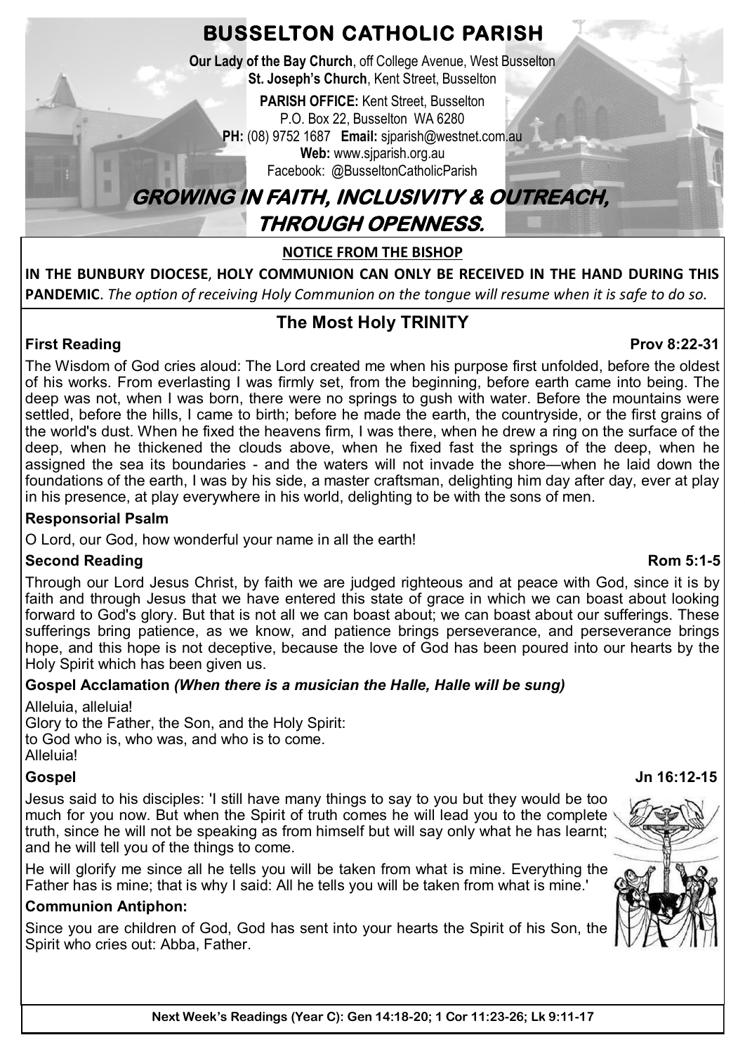# BUSSELTON CATHOLIC PARISH

**Our Lady of the Bay Church**, off College Avenue, West Busselton
**St. Joseph's Church**, Kent Street, Busselton

**PARISH OFFICE:** Kent Street, Busselton
P.O. Box 22, Busselton WA 6280
**PH:** (08) 9752 1687 **Email:** sjparish@westnet.com.au
**Web:** www.sjparish.org.au
Facebook: @BusseltonCatholicParish

## GROWING IN FAITH, INCLUSIVITY & OUTREACH, THROUGH OPENNESS.

**NOTICE FROM THE BISHOP**

**IN THE BUNBURY DIOCESE, HOLY COMMUNION CAN ONLY BE RECEIVED IN THE HAND DURING THIS PANDEMIC**. *The option of receiving Holy Communion on the tongue will resume when it is safe to do so.*

## The Most Holy TRINITY

### First Reading — Prov 8:22-31

The Wisdom of God cries aloud: The Lord created me when his purpose first unfolded, before the oldest of his works. From everlasting I was firmly set, from the beginning, before earth came into being. The deep was not, when I was born, there were no springs to gush with water. Before the mountains were settled, before the hills, I came to birth; before he made the earth, the countryside, or the first grains of the world's dust. When he fixed the heavens firm, I was there, when he drew a ring on the surface of the deep, when he thickened the clouds above, when he fixed fast the springs of the deep, when he assigned the sea its boundaries - and the waters will not invade the shore—when he laid down the foundations of the earth, I was by his side, a master craftsman, delighting him day after day, ever at play in his presence, at play everywhere in his world, delighting to be with the sons of men.

### Responsorial Psalm

O Lord, our God, how wonderful your name in all the earth!

### Second Reading — Rom 5:1-5

Through our Lord Jesus Christ, by faith we are judged righteous and at peace with God, since it is by faith and through Jesus that we have entered this state of grace in which we can boast about looking forward to God's glory. But that is not all we can boast about; we can boast about our sufferings. These sufferings bring patience, as we know, and patience brings perseverance, and perseverance brings hope, and this hope is not deceptive, because the love of God has been poured into our hearts by the Holy Spirit which has been given us.

### Gospel Acclamation *(When there is a musician the Halle, Halle will be sung)*

Alleluia, alleluia!
Glory to the Father, the Son, and the Holy Spirit:
to God who is, who was, and who is to come.
Alleluia!

### Gospel — Jn 16:12-15

Jesus said to his disciples: 'I still have many things to say to you but they would be too much for you now. But when the Spirit of truth comes he will lead you to the complete truth, since he will not be speaking as from himself but will say only what he has learnt; and he will tell you of the things to come.

He will glorify me since all he tells you will be taken from what is mine. Everything the Father has is mine; that is why I said: All he tells you will be taken from what is mine.'

### Communion Antiphon:

Since you are children of God, God has sent into your hearts the Spirit of his Son, the Spirit who cries out: Abba, Father.

**Next Week's Readings (Year C): Gen 14:18-20; 1 Cor 11:23-26; Lk 9:11-17**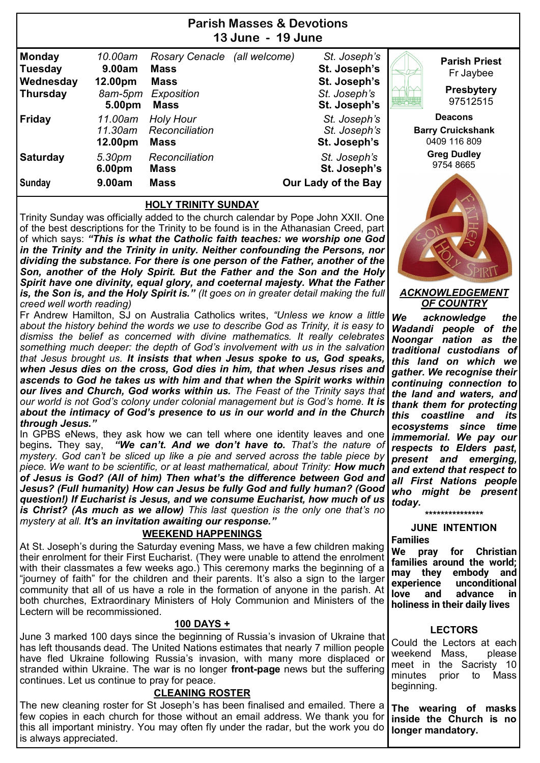# Parish Masses & Devotions
## 13 June - 19 June

| Day | Time | Event | | Location |
|---|---|---|---|---|
| **Monday** | *10.00am* | *Rosary Cenacle* | *(all welcome)* | *St. Joseph's* |
| **Tuesday** | **9.00am** | **Mass** | | **St. Joseph's** |
| **Wednesday** | **12.00pm** | **Mass** | | **St. Joseph's** |
| **Thursday** | *8am-5pm* | *Exposition* | | *St. Joseph's* |
| | **5.00pm** | **Mass** | | **St. Joseph's** |
| **Friday** | *11.00am* | *Holy Hour* | | *St. Joseph's* |
| | *11.30am* | *Reconciliation* | | *St. Joseph's* |
| | **12.00pm** | **Mass** | | **St. Joseph's** |
| **Saturday** | *5.30pm* | *Reconciliation* | | *St. Joseph's* |
| | **6.00pm** | **Mass** | | **St. Joseph's** |
| **Sunday** | **9.00am** | **Mass** | | **Our Lady of the Bay** |

## HOLY TRINITY SUNDAY

Trinity Sunday was officially added to the church calendar by Pope John XXII. One of the best descriptions for the Trinity to be found is in the Athanasian Creed, part of which says: ***"This is what the Catholic faith teaches: we worship one God in the Trinity and the Trinity in unity. Neither confounding the Persons, nor dividing the substance. For there is one person of the Father, another of the Son, another of the Holy Spirit. But the Father and the Son and the Holy Spirit have one divinity, equal glory, and coeternal majesty. What the Father is, the Son is, and the Holy Spirit is."*** *(It goes on in greater detail making the full creed well worth reading)*

Fr Andrew Hamilton, SJ on Australia Catholics writes, *"Unless we know a little about the history behind the words we use to describe God as Trinity, it is easy to dismiss the belief as concerned with divine mathematics. It really celebrates something much deeper: the depth of God's involvement with us in the salvation that Jesus brought us.* ***It insists that when Jesus spoke to us, God speaks, when Jesus dies on the cross, God dies in him, that when Jesus rises and ascends to God he takes us with him and that when the Spirit works within our lives and Church, God works within us.*** *The Feast of the Trinity says that our world is not God's colony under colonial management but is God's home.* ***It is about the intimacy of God's presence to us in our world and in the Church through Jesus."***

In GPBS eNews, they ask how we can tell where one identity leaves and one begins. They say, ***"We can't. And we don't have to.*** *That's the nature of mystery. God can't be sliced up like a pie and served across the table piece by piece. We want to be scientific, or at least mathematical, about Trinity:* ***How much of Jesus is God? (All of him) Then what's the difference between God and Jesus? (Full humanity) How can Jesus be fully God and fully human? (Good question!) If Eucharist is Jesus, and we consume Eucharist, how much of us is Christ? (As much as we allow)*** *This last question is the only one that's no mystery at all.* ***It's an invitation awaiting our response."***

## WEEKEND HAPPENINGS

At St. Joseph's during the Saturday evening Mass, we have a few children making their enrolment for their First Eucharist. (They were unable to attend the enrolment with their classmates a few weeks ago.) This ceremony marks the beginning of a "journey of faith" for the children and their parents. It's also a sign to the larger community that all of us have a role in the formation of anyone in the parish. At both churches, Extraordinary Ministers of Holy Communion and Ministers of the Lectern will be recommissioned.

## 100 DAYS +

June 3 marked 100 days since the beginning of Russia's invasion of Ukraine that has left thousands dead. The United Nations estimates that nearly 7 million people have fled Ukraine following Russia's invasion, with many more displaced or stranded within Ukraine. The war is no longer **front-page** news but the suffering continues. Let us continue to pray for peace.

## CLEANING ROSTER

The new cleaning roster for St Joseph's has been finalised and emailed. There a few copies in each church for those without an email address. We thank you for this all important ministry. You may often fly under the radar, but the work you do is always appreciated.

**Parish Priest**
Fr Jaybee

**Presbytery**
97512515

**Deacons**

**Barry Cruickshank**
0409 116 809

**Greg Dudley**
9754 8665

## *ACKNOWLEDGEMENT OF COUNTRY*

***We acknowledge the Wadandi people of the Noongar nation as the traditional custodians of this land on which we gather. We recognise their continuing connection to the land and waters, and thank them for protecting this coastline and its ecosystems since time immemorial. We pay our respects to Elders past, present and emerging, and extend that respect to all First Nations people who might be present today.***

***************

## JUNE INTENTION

**Families**

**We pray for Christian families around the world; may they embody and experience unconditional love and advance in holiness in their daily lives**

## LECTORS

Could the Lectors at each weekend Mass, please meet in the Sacristy 10 minutes prior to Mass beginning.

**The wearing of masks inside the Church is no longer mandatory.**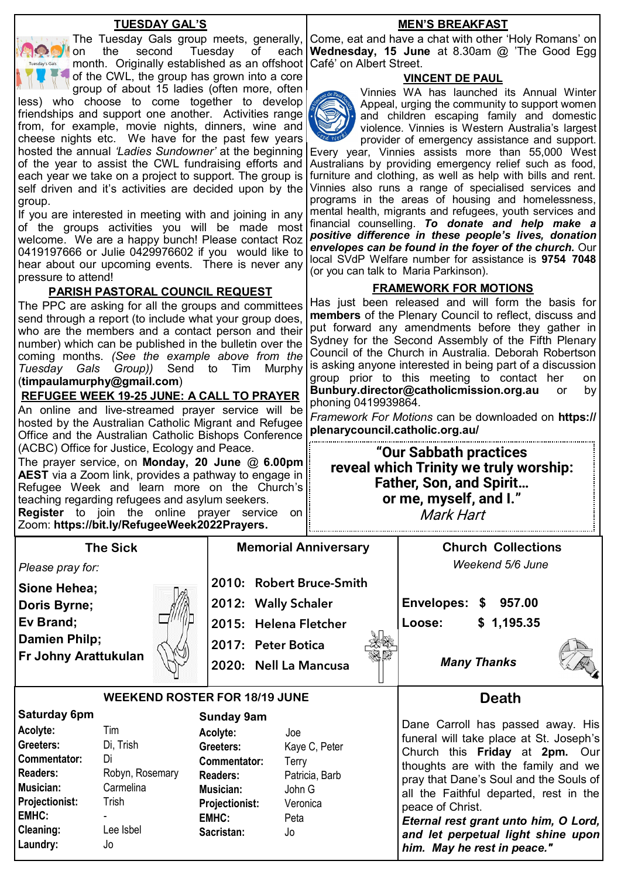## TUESDAY GAL'S

The Tuesday Gals group meets, generally, on the second Tuesday of each month. Originally established as an offshoot of the CWL, the group has grown into a core group of about 15 ladies (often more, often less) who choose to come together to develop friendships and support one another. Activities range from, for example, movie nights, dinners, wine and cheese nights etc. We have for the past few years hosted the annual *'Ladies Sundowner'* at the beginning of the year to assist the CWL fundraising efforts and each year we take on a project to support. The group is self driven and it's activities are decided upon by the group.

If you are interested in meeting with and joining in any of the groups activities you will be made most welcome. We are a happy bunch! Please contact Roz 0419197666 or Julie 0429976602 if you would like to hear about our upcoming events. There is never any pressure to attend!

## PARISH PASTORAL COUNCIL REQUEST

The PPC are asking for all the groups and committees send through a report (to include what your group does, who are the members and a contact person and their number) which can be published in the bulletin over the coming months. *(See the example above from the Tuesday Gals Group))* Send to Tim Murphy (**timpaulamurphy@gmail.com**)

## REFUGEE WEEK 19-25 JUNE: A CALL TO PRAYER

An online and live-streamed prayer service will be hosted by the Australian Catholic Migrant and Refugee Office and the Australian Catholic Bishops Conference (ACBC) Office for Justice, Ecology and Peace.

The prayer service, on **Monday, 20 June @ 6.00pm AEST** via a Zoom link, provides a pathway to engage in Refugee Week and learn more on the Church's teaching regarding refugees and asylum seekers.

**Register** to join the online prayer service on Zoom: **https://bit.ly/RefugeeWeek2022Prayers.**

## MEN'S BREAKFAST

Come, eat and have a chat with other 'Holy Romans' on **Wednesday, 15 June** at 8.30am @ 'The Good Egg Café' on Albert Street.

## VINCENT DE PAUL

Vinnies WA has launched its Annual Winter Appeal, urging the community to support women and children escaping family and domestic violence. Vinnies is Western Australia's largest provider of emergency assistance and support. Every year, Vinnies assists more than 55,000 West Australians by providing emergency relief such as food, furniture and clothing, as well as help with bills and rent. Vinnies also runs a range of specialised services and programs in the areas of housing and homelessness, mental health, migrants and refugees, youth services and financial counselling. ***To donate and help make a positive difference in these people's lives, donation envelopes can be found in the foyer of the church.*** Our local SVdP Welfare number for assistance is **9754 7048** (or you can talk to Maria Parkinson).

## FRAMEWORK FOR MOTIONS

Has just been released and will form the basis for **members** of the Plenary Council to reflect, discuss and put forward any amendments before they gather in Sydney for the Second Assembly of the Fifth Plenary Council of the Church in Australia. Deborah Robertson is asking anyone interested in being part of a discussion group prior to this meeting to contact her on **Bunbury.director@catholicmission.org.au** or by phoning 0419939864.

*Framework For Motions* can be downloaded on **https://plenarycouncil.catholic.org.au/**

**"Our Sabbath practices reveal which Trinity we truly worship: Father, Son, and Spirit… or me, myself, and I."**
*Mark Hart*

## The Sick

*Please pray for:*

**Sione Hehea;**
**Doris Byrne;**
**Ev Brand;**
**Damien Philp;**
**Fr Johny Arattukulan**

## Memorial Anniversary

**2010: Robert Bruce-Smith**
**2012: Wally Schaler**
**2015: Helena Fletcher**
**2017: Peter Botica**
**2020: Nell La Mancusa**

## Church Collections

*Weekend 5/6 June*

**Envelopes: $ 957.00**
**Loose: $ 1,195.35**

***Many Thanks***

## WEEKEND ROSTER FOR 18/19 JUNE

| Saturday 6pm | | Sunday 9am | |
|---|---|---|---|
| **Acolyte:** | Tim | **Acolyte:** | Joe |
| **Greeters:** | Di, Trish | **Greeters:** | Kaye C, Peter |
| **Commentator:** | Di | **Commentator:** | Terry |
| **Readers:** | Robyn, Rosemary | **Readers:** | Patricia, Barb |
| **Musician:** | Carmelina | **Musician:** | John G |
| **Projectionist:** | Trish | **Projectionist:** | Veronica |
| **EMHC:** | - | **EMHC:** | Peta |
| **Cleaning:** | Lee Isbel | **Sacristan:** | Jo |
| **Laundry:** | Jo | | |

## Death

Dane Carroll has passed away. His funeral will take place at St. Joseph's Church this **Friday** at **2pm.** Our thoughts are with the family and we pray that Dane's Soul and the Souls of all the Faithful departed, rest in the peace of Christ.

***Eternal rest grant unto him, O Lord, and let perpetual light shine upon him. May he rest in peace."***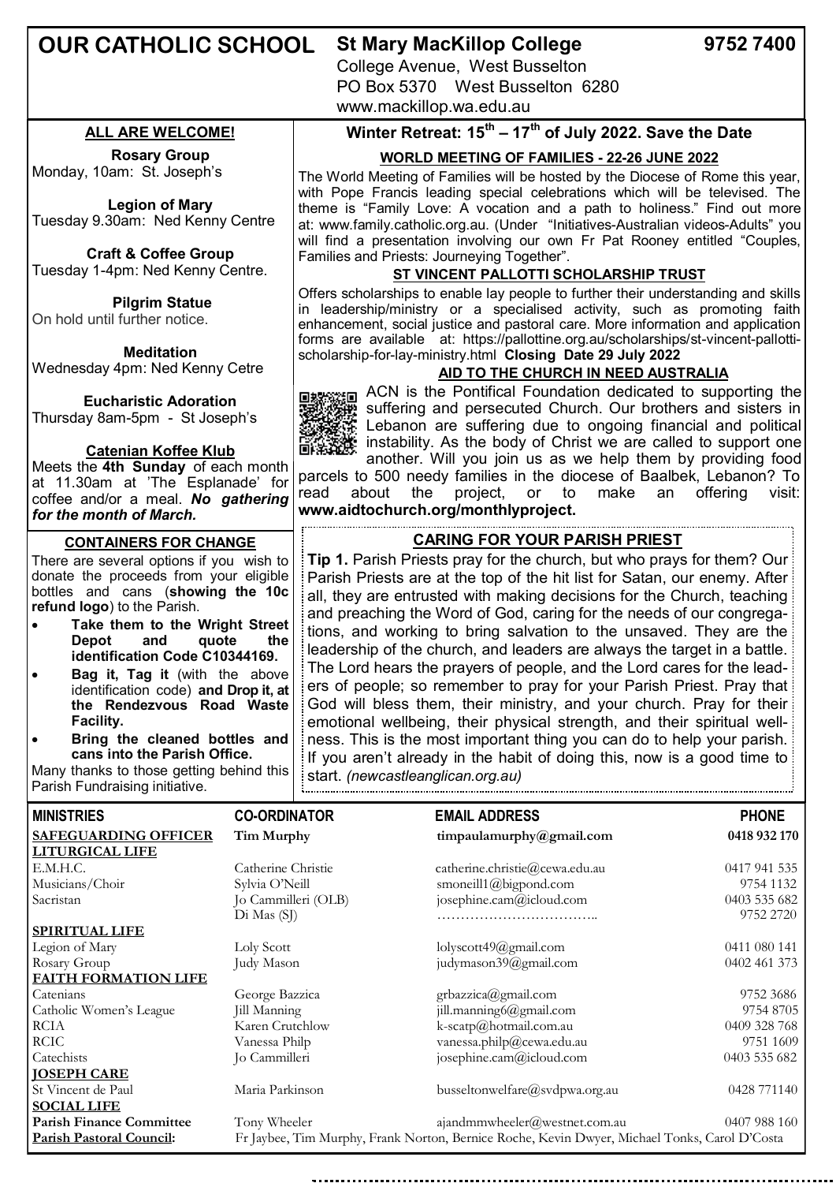# OUR CATHOLIC SCHOOL

**St Mary MacKillop College** **9752 7400**
College Avenue, West Busselton
PO Box 5370 West Busselton 6280
www.mackillop.wa.edu.au

## ALL ARE WELCOME!

**Rosary Group**
Monday, 10am: St. Joseph's

**Legion of Mary**
Tuesday 9.30am: Ned Kenny Centre

**Craft & Coffee Group**
Tuesday 1-4pm: Ned Kenny Centre.

**Pilgrim Statue**
On hold until further notice.

**Meditation**
Wednesday 4pm: Ned Kenny Cetre

**Eucharistic Adoration**
Thursday 8am-5pm - St Joseph's

**Catenian Koffee Klub**
Meets the **4th Sunday** of each month at 11.30am at 'The Esplanade' for coffee and/or a meal. ***No gathering for the month of March.***

## CONTAINERS FOR CHANGE

There are several options if you wish to donate the proceeds from your eligible bottles and cans (**showing the 10c refund logo**) to the Parish.

- **Take them to the Wright Street Depot and quote the identification Code C10344169.**
- **Bag it, Tag it** (with the above identification code) **and Drop it, at the Rendezvous Road Waste Facility.**
- **Bring the cleaned bottles and cans into the Parish Office.**

Many thanks to those getting behind this Parish Fundraising initiative.

## Winter Retreat: 15th – 17th of July 2022. Save the Date

### WORLD MEETING OF FAMILIES - 22-26 JUNE 2022

The World Meeting of Families will be hosted by the Diocese of Rome this year, with Pope Francis leading special celebrations which will be televised. The theme is "Family Love: A vocation and a path to holiness." Find out more at: www.family.catholic.org.au. (Under "Initiatives-Australian videos-Adults" you will find a presentation involving our own Fr Pat Rooney entitled "Couples, Families and Priests: Journeying Together".

### ST VINCENT PALLOTTI SCHOLARSHIP TRUST

Offers scholarships to enable lay people to further their understanding and skills in leadership/ministry or a specialised activity, such as promoting faith enhancement, social justice and pastoral care. More information and application forms are available at: https://pallottine.org.au/scholarships/st-vincent-pallotti-scholarship-for-lay-ministry.html **Closing Date 29 July 2022**

### AID TO THE CHURCH IN NEED AUSTRALIA

ACN is the Pontifical Foundation dedicated to supporting the suffering and persecuted Church. Our brothers and sisters in Lebanon are suffering due to ongoing financial and political instability. As the body of Christ we are called to support one another. Will you join us as we help them by providing food parcels to 500 needy families in the diocese of Baalbek, Lebanon? To read about the project, or to make an offering visit: **www.aidtochurch.org/monthlyproject.**

### CARING FOR YOUR PARISH PRIEST

**Tip 1.** Parish Priests pray for the church, but who prays for them? Our Parish Priests are at the top of the hit list for Satan, our enemy. After all, they are entrusted with making decisions for the Church, teaching and preaching the Word of God, caring for the needs of our congregations, and working to bring salvation to the unsaved. They are the leadership of the church, and leaders are always the target in a battle. The Lord hears the prayers of people, and the Lord cares for the leaders of people; so remember to pray for your Parish Priest. Pray that God will bless them, their ministry, and your church. Pray for their emotional wellbeing, their physical strength, and their spiritual wellness. This is the most important thing you can do to help your parish. If you aren't already in the habit of doing this, now is a good time to start. *(newcastleanglican.org.au)*

| MINISTRIES | CO-ORDINATOR | EMAIL ADDRESS | PHONE |
|---|---|---|---|
| **SAFEGUARDING OFFICER** | **Tim Murphy** | **timpaulamurphy@gmail.com** | **0418 932 170** |
| **LITURGICAL LIFE** | | | |
| E.M.H.C. | Catherine Christie | catherine.christie@cewa.edu.au | 0417 941 535 |
| Musicians/Choir | Sylvia O'Neill | smoneill1@bigpond.com | 9754 1132 |
| Sacristan | Jo Cammilleri (OLB) | josephine.cam@icloud.com | 0403 535 682 |
| | Di Mas (SJ) | …………………………….. | 9752 2720 |
| **SPIRITUAL LIFE** | | | |
| Legion of Mary | Loly Scott | lolyscott49@gmail.com | 0411 080 141 |
| Rosary Group | Judy Mason | judymason39@gmail.com | 0402 461 373 |
| **FAITH FORMATION LIFE** | | | |
| Catenians | George Bazzica | grbazzica@gmail.com | 9752 3686 |
| Catholic Women's League | Jill Manning | jill.manning6@gmail.com | 9754 8705 |
| RCIA | Karen Crutchlow | k-scatp@hotmail.com.au | 0409 328 768 |
| RCIC | Vanessa Philp | vanessa.philp@cewa.edu.au | 9751 1609 |
| Catechists | Jo Cammilleri | josephine.cam@icloud.com | 0403 535 682 |
| **JOSEPH CARE** | | | |
| St Vincent de Paul | Maria Parkinson | busseltonwelfare@svdpwa.org.au | 0428 771140 |
| **SOCIAL LIFE** | | | |
| **Parish Finance Committee** | Tony Wheeler | ajandmmwheeler@westnet.com.au | 0407 988 160 |
| **Parish Pastoral Council:** | Fr Jaybee, Tim Murphy, Frank Norton, Bernice Roche, Kevin Dwyer, Michael Tonks, Carol D'Costa | | |